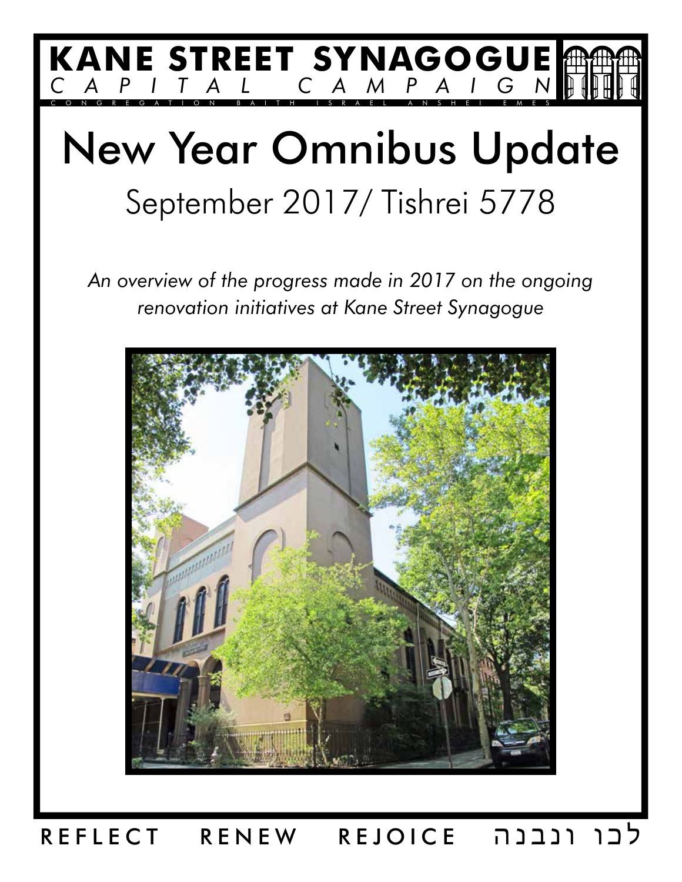# KANE STREET SYNAGOGUE

CAPITAL CAMPAIGN

CONGREGATION BAITH ISRAEL ANSHEI EMES

# New Year Omnibus Update

## September 2017/ Tishrei 5778

*An overview of the progress made in 2017 on the ongoing renovation initiatives at Kane Street Synagogue*

REFLECT RENEW REJOICE לכו ונבנה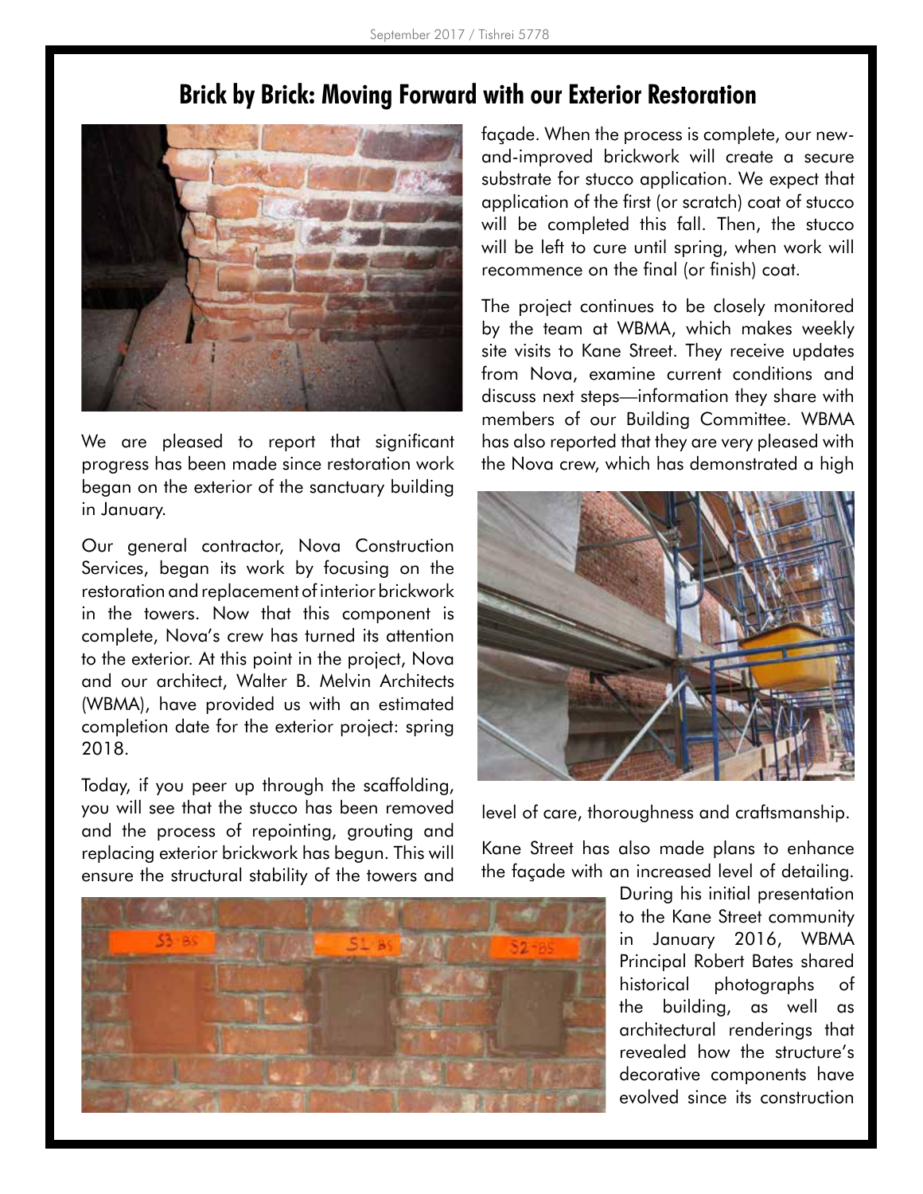## Brick by Brick: Moving Forward with our Exterior Restoration

We are pleased to report that significant progress has been made since restoration work began on the exterior of the sanctuary building in January.

Our general contractor, Nova Construction Services, began its work by focusing on the restoration and replacement of interior brickwork in the towers. Now that this component is complete, Nova's crew has turned its attention to the exterior. At this point in the project, Nova and our architect, Walter B. Melvin Architects (WBMA), have provided us with an estimated completion date for the exterior project: spring 2018.

Today, if you peer up through the scaffolding, you will see that the stucco has been removed and the process of repointing, grouting and replacing exterior brickwork has begun. This will ensure the structural stability of the towers and façade. When the process is complete, our new-and-improved brickwork will create a secure substrate for stucco application. We expect that application of the first (or scratch) coat of stucco will be completed this fall. Then, the stucco will be left to cure until spring, when work will recommence on the final (or finish) coat.

The project continues to be closely monitored by the team at WBMA, which makes weekly site visits to Kane Street. They receive updates from Nova, examine current conditions and discuss next steps—information they share with members of our Building Committee. WBMA has also reported that they are very pleased with the Nova crew, which has demonstrated a high level of care, thoroughness and craftsmanship.

Kane Street has also made plans to enhance the façade with an increased level of detailing. During his initial presentation to the Kane Street community in January 2016, WBMA Principal Robert Bates shared historical photographs of the building, as well as architectural renderings that revealed how the structure's decorative components have evolved since its construction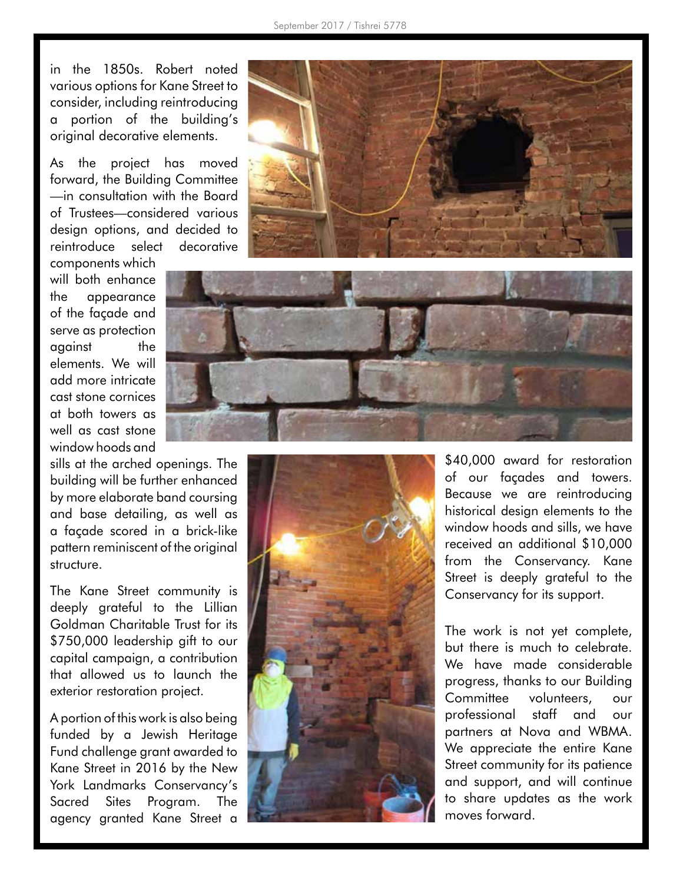in the 1850s. Robert noted various options for Kane Street to consider, including reintroducing a portion of the building's original decorative elements.

As the project has moved forward, the Building Committee—in consultation with the Board of Trustees—considered various design options, and decided to reintroduce select decorative components which will both enhance the appearance of the façade and serve as protection against the elements. We will add more intricate cast stone cornices at both towers as well as cast stone window hoods and sills at the arched openings. The building will be further enhanced by more elaborate band coursing and base detailing, as well as a façade scored in a brick-like pattern reminiscent of the original structure.

The Kane Street community is deeply grateful to the Lillian Goldman Charitable Trust for its $750,000 leadership gift to our capital campaign, a contribution that allowed us to launch the exterior restoration project.

A portion of this work is also being funded by a Jewish Heritage Fund challenge grant awarded to Kane Street in 2016 by the New York Landmarks Conservancy's Sacred Sites Program. The agency granted Kane Street a $40,000 award for restoration of our façades and towers. Because we are reintroducing historical design elements to the window hoods and sills, we have received an additional $10,000 from the Conservancy. Kane Street is deeply grateful to the Conservancy for its support.

The work is not yet complete, but there is much to celebrate. We have made considerable progress, thanks to our Building Committee volunteers, our professional staff and our partners at Nova and WBMA. We appreciate the entire Kane Street community for its patience and support, and will continue to share updates as the work moves forward.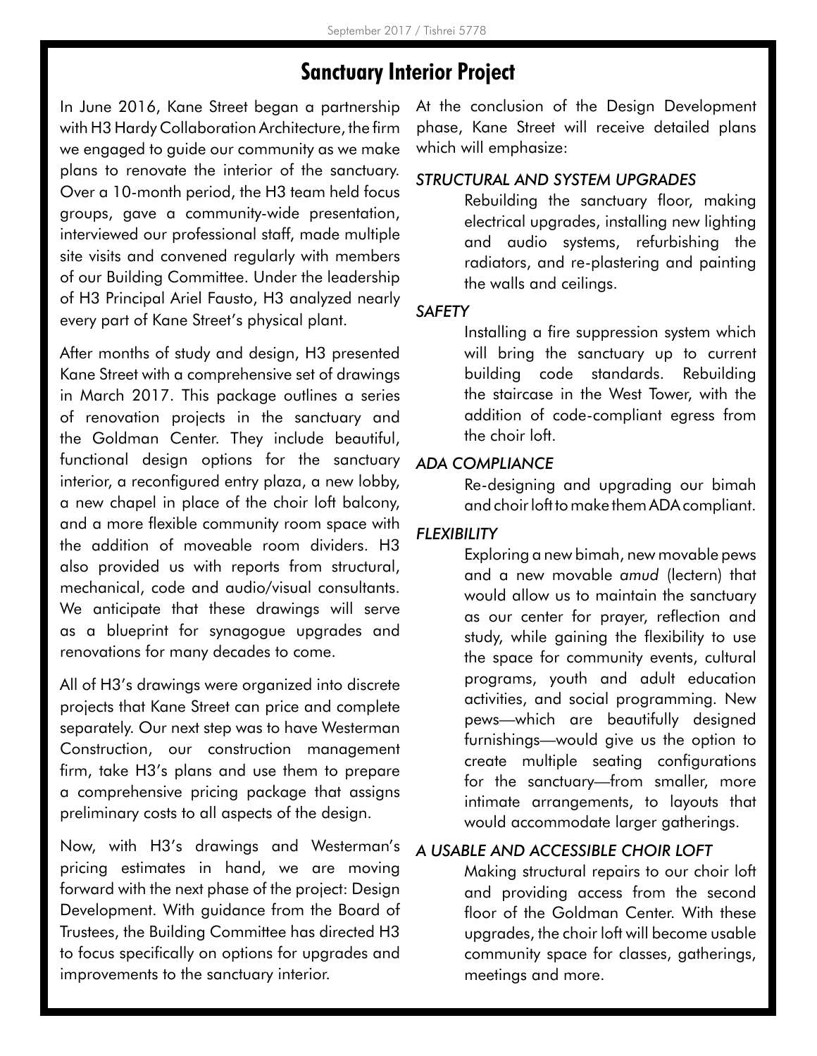## Sanctuary Interior Project

In June 2016, Kane Street began a partnership with H3 Hardy Collaboration Architecture, the firm we engaged to guide our community as we make plans to renovate the interior of the sanctuary. Over a 10-month period, the H3 team held focus groups, gave a community-wide presentation, interviewed our professional staff, made multiple site visits and convened regularly with members of our Building Committee. Under the leadership of H3 Principal Ariel Fausto, H3 analyzed nearly every part of Kane Street's physical plant.

After months of study and design, H3 presented Kane Street with a comprehensive set of drawings in March 2017. This package outlines a series of renovation projects in the sanctuary and the Goldman Center. They include beautiful, functional design options for the sanctuary interior, a reconfigured entry plaza, a new lobby, a new chapel in place of the choir loft balcony, and a more flexible community room space with the addition of moveable room dividers. H3 also provided us with reports from structural, mechanical, code and audio/visual consultants. We anticipate that these drawings will serve as a blueprint for synagogue upgrades and renovations for many decades to come.

All of H3's drawings were organized into discrete projects that Kane Street can price and complete separately. Our next step was to have Westerman Construction, our construction management firm, take H3's plans and use them to prepare a comprehensive pricing package that assigns preliminary costs to all aspects of the design.

Now, with H3's drawings and Westerman's pricing estimates in hand, we are moving forward with the next phase of the project: Design Development. With guidance from the Board of Trustees, the Building Committee has directed H3 to focus specifically on options for upgrades and improvements to the sanctuary interior.

At the conclusion of the Design Development phase, Kane Street will receive detailed plans which will emphasize:

*STRUCTURAL AND SYSTEM UPGRADES*

Rebuilding the sanctuary floor, making electrical upgrades, installing new lighting and audio systems, refurbishing the radiators, and re-plastering and painting the walls and ceilings.

*SAFETY*

Installing a fire suppression system which will bring the sanctuary up to current building code standards. Rebuilding the staircase in the West Tower, with the addition of code-compliant egress from the choir loft.

*ADA COMPLIANCE*

Re-designing and upgrading our bimah and choir loft to make them ADA compliant.

*FLEXIBILITY*

Exploring a new bimah, new movable pews and a new movable *amud* (lectern) that would allow us to maintain the sanctuary as our center for prayer, reflection and study, while gaining the flexibility to use the space for community events, cultural programs, youth and adult education activities, and social programming. New pews—which are beautifully designed furnishings—would give us the option to create multiple seating configurations for the sanctuary—from smaller, more intimate arrangements, to layouts that would accommodate larger gatherings.

*A USABLE AND ACCESSIBLE CHOIR LOFT*

Making structural repairs to our choir loft and providing access from the second floor of the Goldman Center. With these upgrades, the choir loft will become usable community space for classes, gatherings, meetings and more.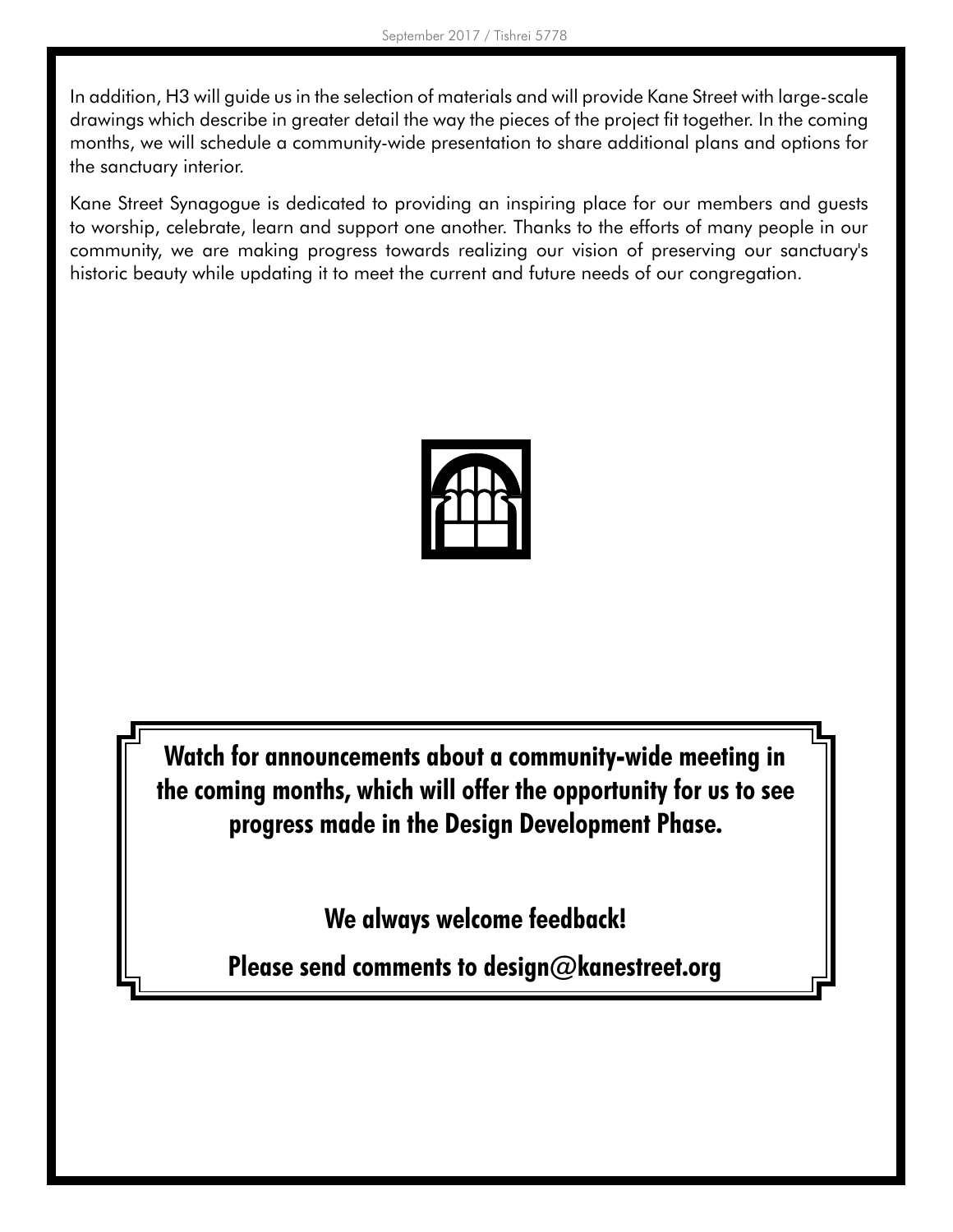In addition, H3 will guide us in the selection of materials and will provide Kane Street with large-scale drawings which describe in greater detail the way the pieces of the project fit together. In the coming months, we will schedule a community-wide presentation to share additional plans and options for the sanctuary interior.

Kane Street Synagogue is dedicated to providing an inspiring place for our members and guests to worship, celebrate, learn and support one another. Thanks to the efforts of many people in our community, we are making progress towards realizing our vision of preserving our sanctuary's historic beauty while updating it to meet the current and future needs of our congregation.

**Watch for announcements about a community-wide meeting in the coming months, which will offer the opportunity for us to see progress made in the Design Development Phase.**

**We always welcome feedback!**

**Please send comments to design@kanestreet.org**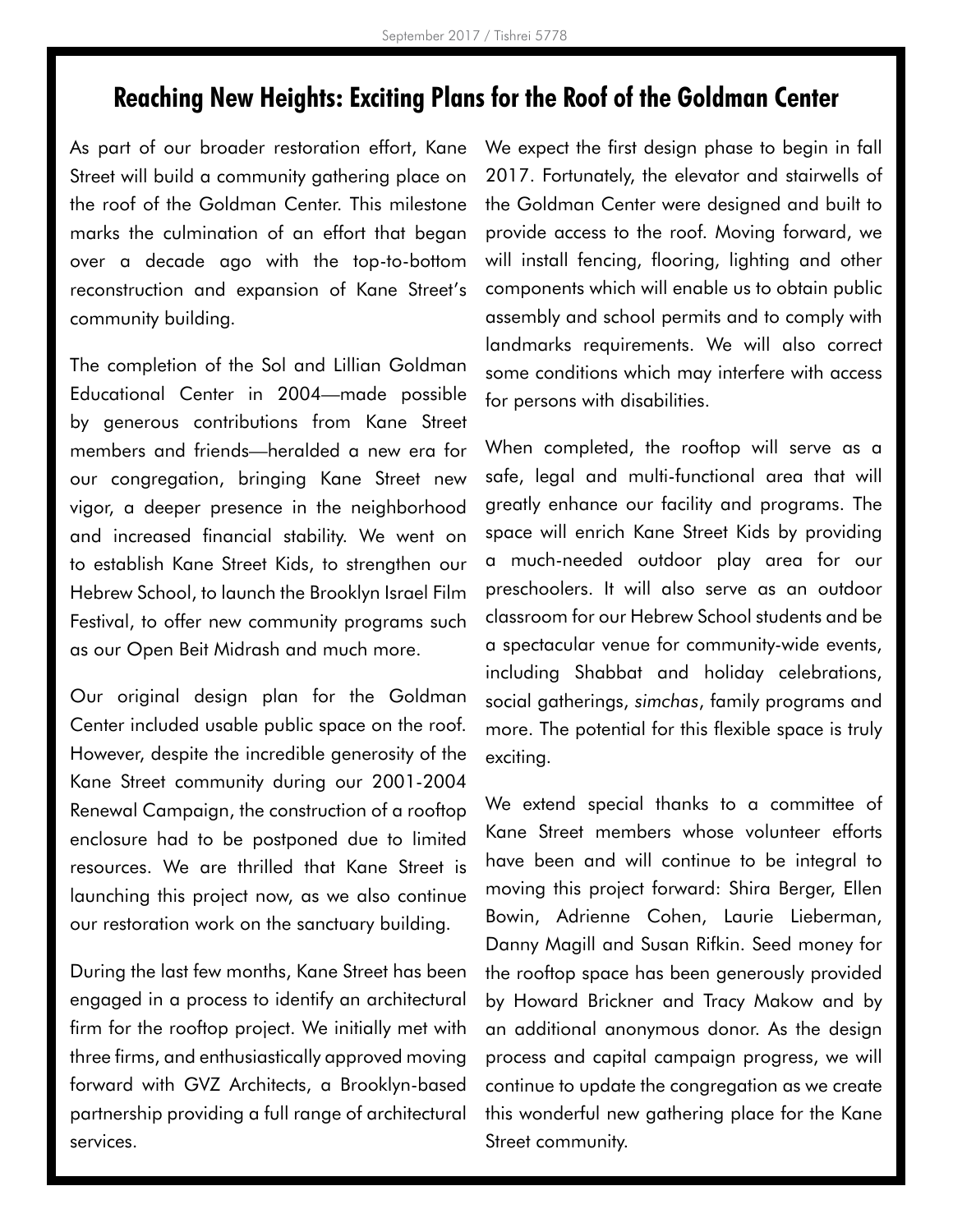## Reaching New Heights: Exciting Plans for the Roof of the Goldman Center

As part of our broader restoration effort, Kane Street will build a community gathering place on the roof of the Goldman Center. This milestone marks the culmination of an effort that began over a decade ago with the top-to-bottom reconstruction and expansion of Kane Street's community building.

The completion of the Sol and Lillian Goldman Educational Center in 2004—made possible by generous contributions from Kane Street members and friends—heralded a new era for our congregation, bringing Kane Street new vigor, a deeper presence in the neighborhood and increased financial stability. We went on to establish Kane Street Kids, to strengthen our Hebrew School, to launch the Brooklyn Israel Film Festival, to offer new community programs such as our Open Beit Midrash and much more.

Our original design plan for the Goldman Center included usable public space on the roof. However, despite the incredible generosity of the Kane Street community during our 2001-2004 Renewal Campaign, the construction of a rooftop enclosure had to be postponed due to limited resources. We are thrilled that Kane Street is launching this project now, as we also continue our restoration work on the sanctuary building.

During the last few months, Kane Street has been engaged in a process to identify an architectural firm for the rooftop project. We initially met with three firms, and enthusiastically approved moving forward with GVZ Architects, a Brooklyn-based partnership providing a full range of architectural services.

We expect the first design phase to begin in fall 2017. Fortunately, the elevator and stairwells of the Goldman Center were designed and built to provide access to the roof. Moving forward, we will install fencing, flooring, lighting and other components which will enable us to obtain public assembly and school permits and to comply with landmarks requirements. We will also correct some conditions which may interfere with access for persons with disabilities.

When completed, the rooftop will serve as a safe, legal and multi-functional area that will greatly enhance our facility and programs. The space will enrich Kane Street Kids by providing a much-needed outdoor play area for our preschoolers. It will also serve as an outdoor classroom for our Hebrew School students and be a spectacular venue for community-wide events, including Shabbat and holiday celebrations, social gatherings, *simchas*, family programs and more. The potential for this flexible space is truly exciting.

We extend special thanks to a committee of Kane Street members whose volunteer efforts have been and will continue to be integral to moving this project forward: Shira Berger, Ellen Bowin, Adrienne Cohen, Laurie Lieberman, Danny Magill and Susan Rifkin. Seed money for the rooftop space has been generously provided by Howard Brickner and Tracy Makow and by an additional anonymous donor. As the design process and capital campaign progress, we will continue to update the congregation as we create this wonderful new gathering place for the Kane Street community.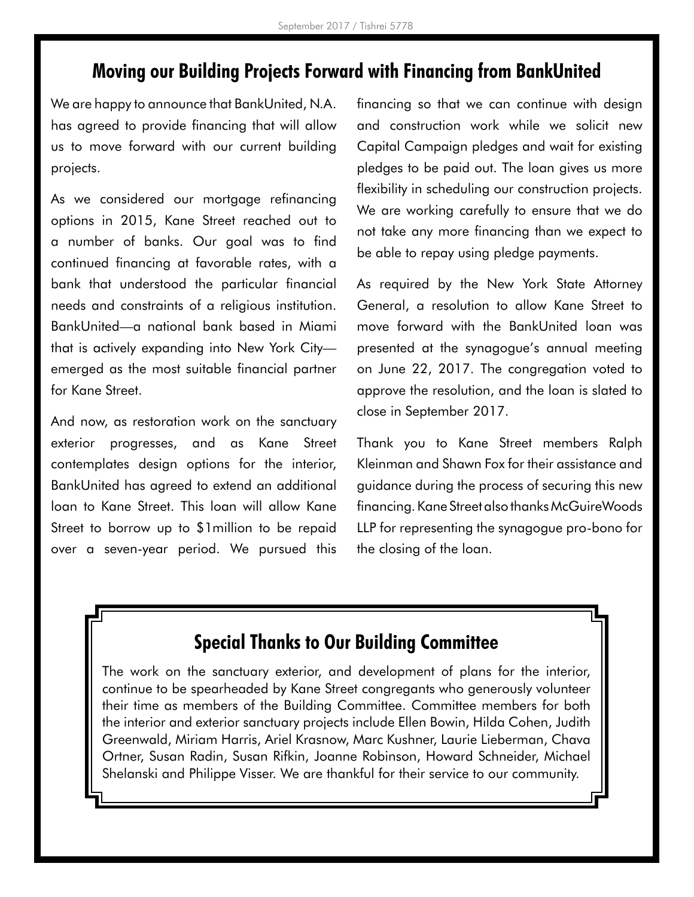## Moving our Building Projects Forward with Financing from BankUnited

We are happy to announce that BankUnited, N.A. has agreed to provide financing that will allow us to move forward with our current building projects.

As we considered our mortgage refinancing options in 2015, Kane Street reached out to a number of banks. Our goal was to find continued financing at favorable rates, with a bank that understood the particular financial needs and constraints of a religious institution. BankUnited—a national bank based in Miami that is actively expanding into New York City—emerged as the most suitable financial partner for Kane Street.

And now, as restoration work on the sanctuary exterior progresses, and as Kane Street contemplates design options for the interior, BankUnited has agreed to extend an additional loan to Kane Street. This loan will allow Kane Street to borrow up to $1million to be repaid over a seven-year period. We pursued this financing so that we can continue with design and construction work while we solicit new Capital Campaign pledges and wait for existing pledges to be paid out. The loan gives us more flexibility in scheduling our construction projects. We are working carefully to ensure that we do not take any more financing than we expect to be able to repay using pledge payments.

As required by the New York State Attorney General, a resolution to allow Kane Street to move forward with the BankUnited loan was presented at the synagogue's annual meeting on June 22, 2017. The congregation voted to approve the resolution, and the loan is slated to close in September 2017.

Thank you to Kane Street members Ralph Kleinman and Shawn Fox for their assistance and guidance during the process of securing this new financing. Kane Street also thanks McGuireWoods LLP for representing the synagogue pro-bono for the closing of the loan.

## Special Thanks to Our Building Committee

The work on the sanctuary exterior, and development of plans for the interior, continue to be spearheaded by Kane Street congregants who generously volunteer their time as members of the Building Committee. Committee members for both the interior and exterior sanctuary projects include Ellen Bowin, Hilda Cohen, Judith Greenwald, Miriam Harris, Ariel Krasnow, Marc Kushner, Laurie Lieberman, Chava Ortner, Susan Radin, Susan Rifkin, Joanne Robinson, Howard Schneider, Michael Shelanski and Philippe Visser. We are thankful for their service to our community.